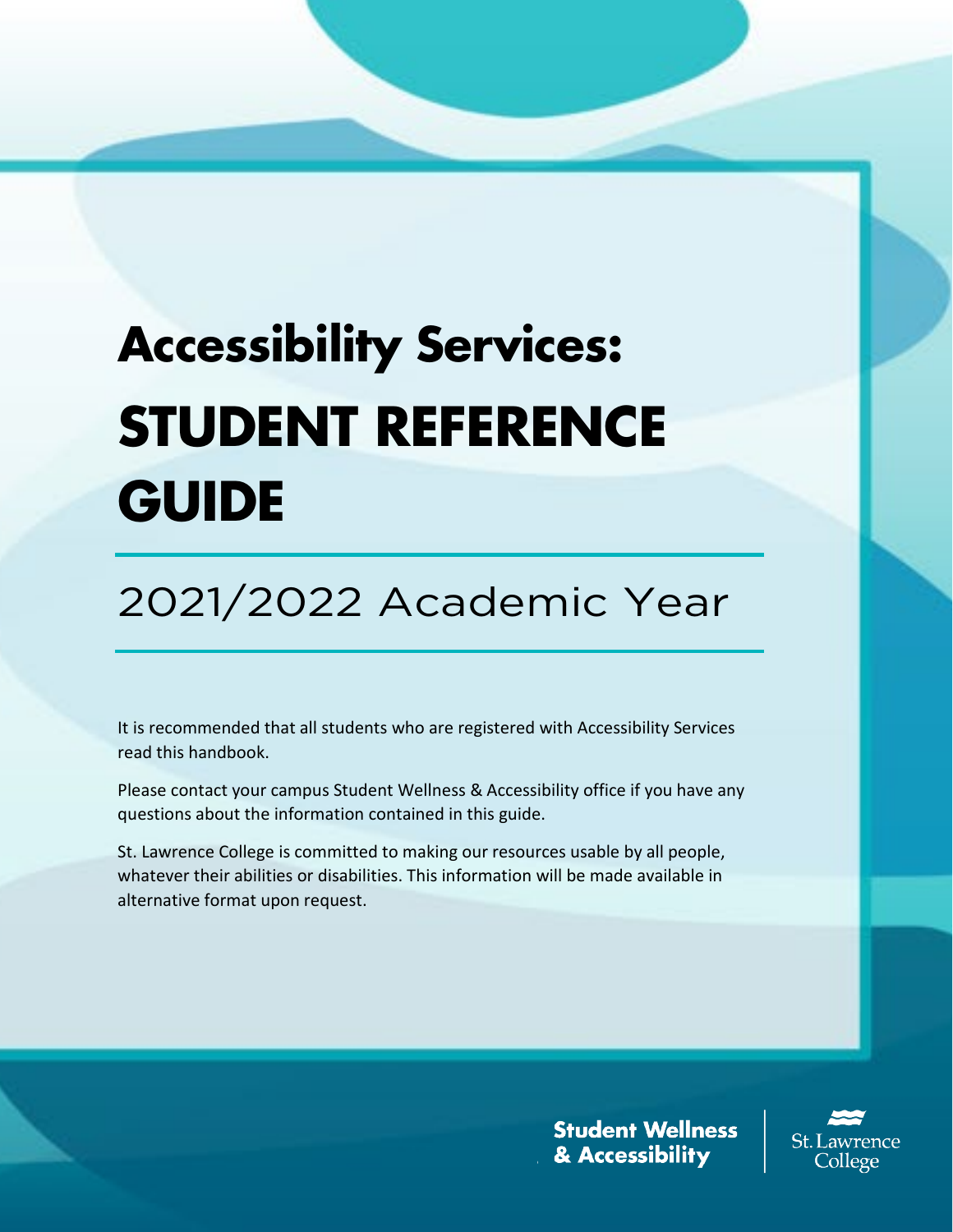# Accessibility Services: STUDENT REFERENCE GUIDE

## 2021/2022 Academic Year

It is recommended that all students who are registered with Accessibility Services read this handbook.

Please contact your campus Student Wellness & Accessibility office if you have any questions about the information contained in this guide.

St. Lawrence College is committed to making our resources usable by all people, whatever their abilities or disabilities. This information will be made available in alternative format upon request.

**Student Wellness & Accessibility**

St. Lawrence College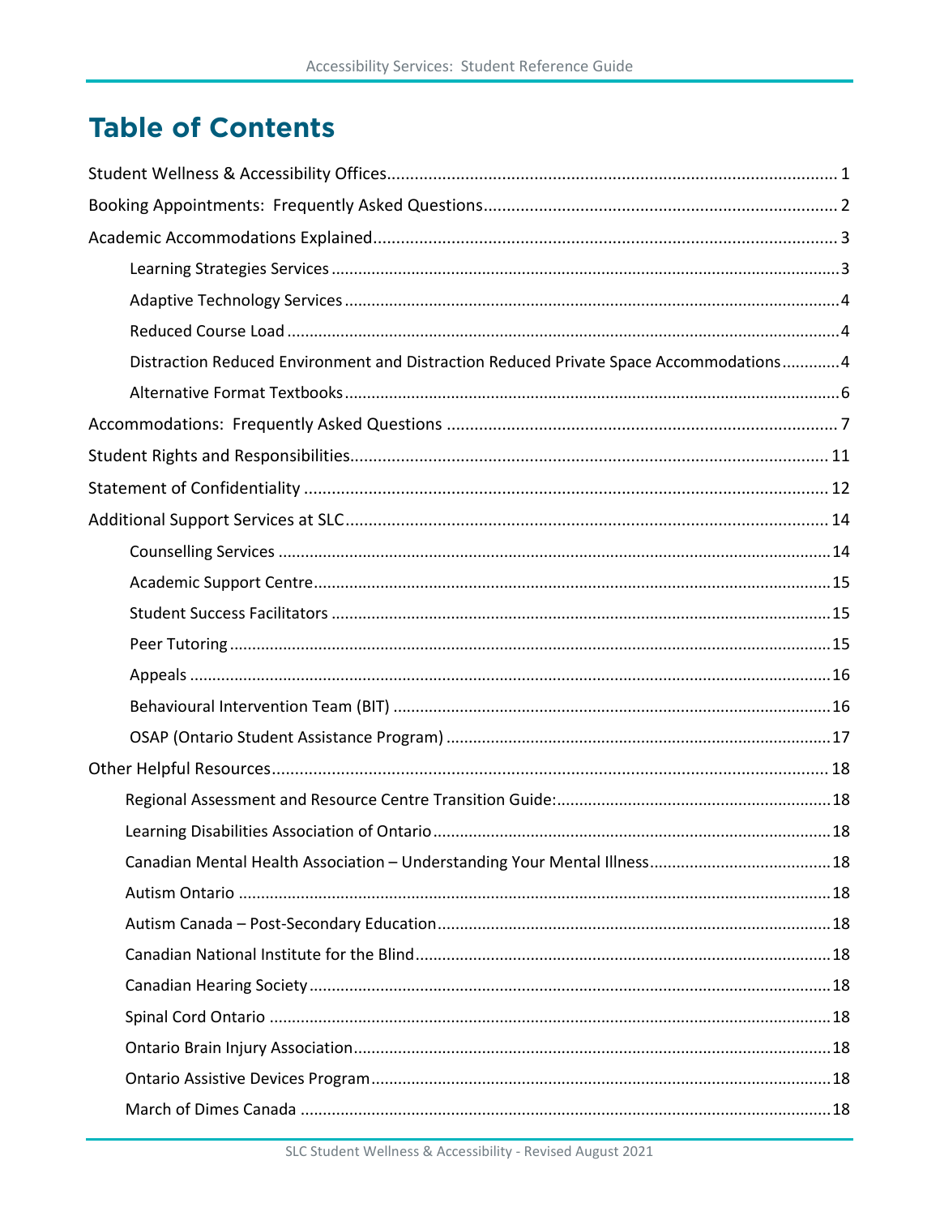# Table of Contents

- Student Wellness & Accessibility Offices .... 1
- Booking Appointments: Frequently Asked Questions .... 2
- Academic Accommodations Explained .... 3
  - Learning Strategies Services .... 3
  - Adaptive Technology Services .... 4
  - Reduced Course Load .... 4
  - Distraction Reduced Environment and Distraction Reduced Private Space Accommodations .... 4
  - Alternative Format Textbooks .... 6
- Accommodations: Frequently Asked Questions .... 7
- Student Rights and Responsibilities .... 11
- Statement of Confidentiality .... 12
- Additional Support Services at SLC .... 14
  - Counselling Services .... 14
  - Academic Support Centre .... 15
  - Student Success Facilitators .... 15
  - Peer Tutoring .... 15
  - Appeals .... 16
  - Behavioural Intervention Team (BIT) .... 16
  - OSAP (Ontario Student Assistance Program) .... 17
- Other Helpful Resources .... 18
  - Regional Assessment and Resource Centre Transition Guide: .... 18
  - Learning Disabilities Association of Ontario .... 18
  - Canadian Mental Health Association – Understanding Your Mental Illness .... 18
  - Autism Ontario .... 18
  - Autism Canada – Post-Secondary Education .... 18
  - Canadian National Institute for the Blind .... 18
  - Canadian Hearing Society .... 18
  - Spinal Cord Ontario .... 18
  - Ontario Brain Injury Association .... 18
  - Ontario Assistive Devices Program .... 18
  - March of Dimes Canada .... 18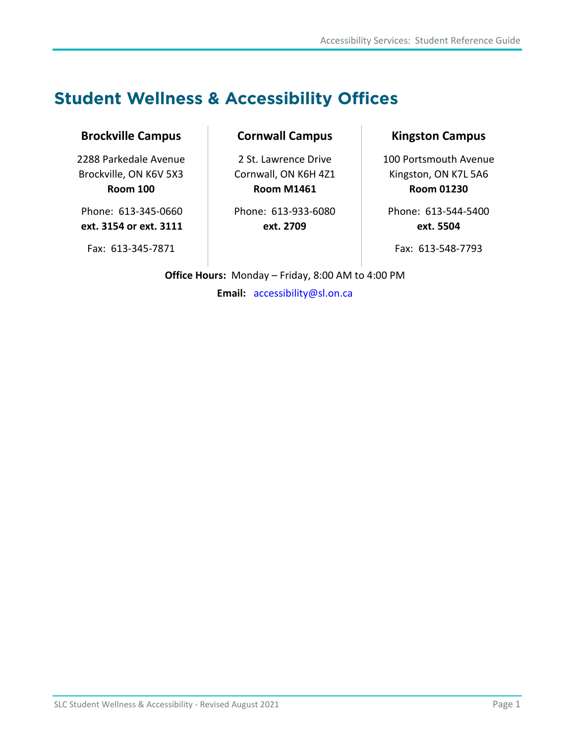# Student Wellness & Accessibility Offices

### Brockville Campus

2288 Parkedale Avenue
Brockville, ON K6V 5X3
**Room 100**

Phone: 613-345-0660
**ext. 3154 or ext. 3111**

Fax: 613-345-7871

### Cornwall Campus

2 St. Lawrence Drive
Cornwall, ON K6H 4Z1
**Room M1461**

Phone: 613-933-6080
**ext. 2709**

### Kingston Campus

100 Portsmouth Avenue
Kingston, ON K7L 5A6
**Room 01230**

Phone: 613-544-5400
**ext. 5504**

Fax: 613-548-7793

**Office Hours:** Monday – Friday, 8:00 AM to 4:00 PM

**Email:** accessibility@sl.on.ca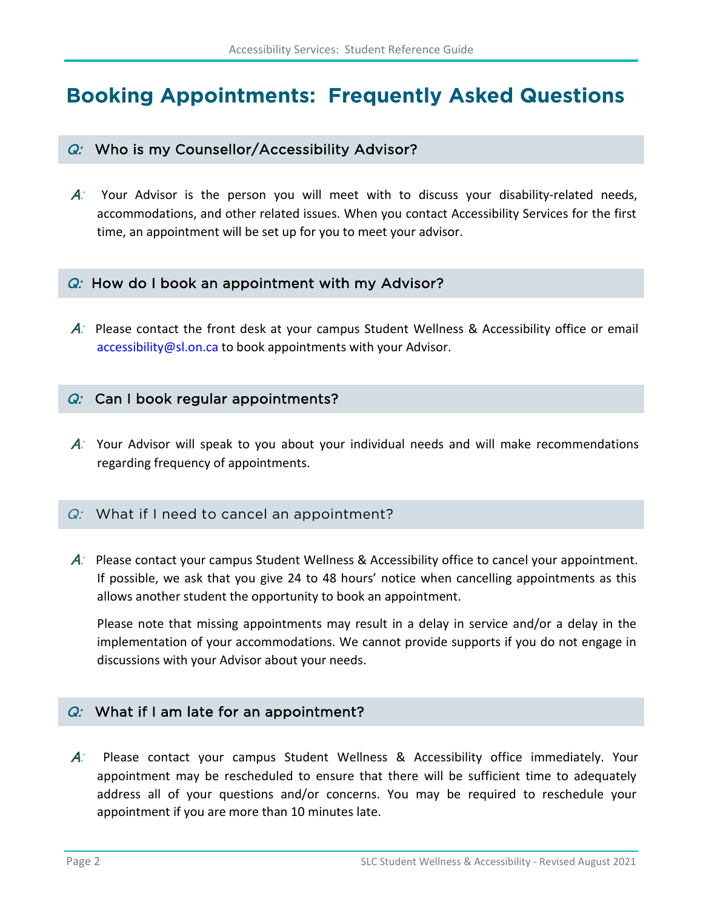# Booking Appointments: Frequently Asked Questions

### *Q:* Who is my Counsellor/Accessibility Advisor?

*A:* Your Advisor is the person you will meet with to discuss your disability-related needs, accommodations, and other related issues. When you contact Accessibility Services for the first time, an appointment will be set up for you to meet your advisor.

### *Q:* How do I book an appointment with my Advisor?

*A:* Please contact the front desk at your campus Student Wellness & Accessibility office or email accessibility@sl.on.ca to book appointments with your Advisor.

### *Q:* Can I book regular appointments?

*A:* Your Advisor will speak to you about your individual needs and will make recommendations regarding frequency of appointments.

### *Q:* What if I need to cancel an appointment?

*A:* Please contact your campus Student Wellness & Accessibility office to cancel your appointment. If possible, we ask that you give 24 to 48 hours' notice when cancelling appointments as this allows another student the opportunity to book an appointment.

Please note that missing appointments may result in a delay in service and/or a delay in the implementation of your accommodations. We cannot provide supports if you do not engage in discussions with your Advisor about your needs.

### *Q:* What if I am late for an appointment?

*A:* Please contact your campus Student Wellness & Accessibility office immediately. Your appointment may be rescheduled to ensure that there will be sufficient time to adequately address all of your questions and/or concerns. You may be required to reschedule your appointment if you are more than 10 minutes late.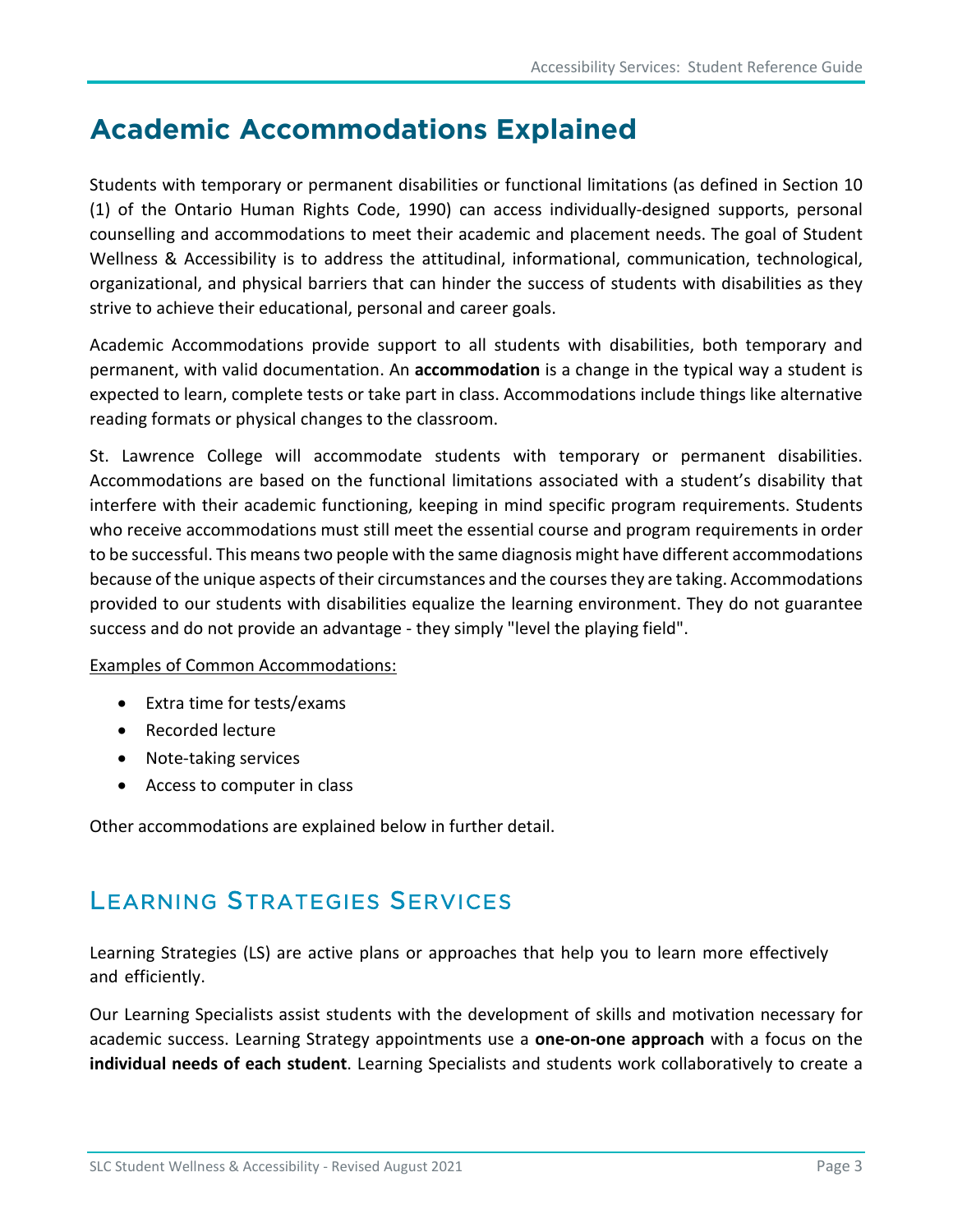# Academic Accommodations Explained

Students with temporary or permanent disabilities or functional limitations (as defined in Section 10 (1) of the Ontario Human Rights Code, 1990) can access individually-designed supports, personal counselling and accommodations to meet their academic and placement needs. The goal of Student Wellness & Accessibility is to address the attitudinal, informational, communication, technological, organizational, and physical barriers that can hinder the success of students with disabilities as they strive to achieve their educational, personal and career goals.

Academic Accommodations provide support to all students with disabilities, both temporary and permanent, with valid documentation. An **accommodation** is a change in the typical way a student is expected to learn, complete tests or take part in class. Accommodations include things like alternative reading formats or physical changes to the classroom.

St. Lawrence College will accommodate students with temporary or permanent disabilities. Accommodations are based on the functional limitations associated with a student's disability that interfere with their academic functioning, keeping in mind specific program requirements. Students who receive accommodations must still meet the essential course and program requirements in order to be successful. This means two people with the same diagnosis might have different accommodations because of the unique aspects of their circumstances and the courses they are taking. Accommodations provided to our students with disabilities equalize the learning environment. They do not guarantee success and do not provide an advantage - they simply "level the playing field".

<u>Examples of Common Accommodations:</u>

- Extra time for tests/exams
- Recorded lecture
- Note-taking services
- Access to computer in class

Other accommodations are explained below in further detail.

## Learning Strategies Services

Learning Strategies (LS) are active plans or approaches that help you to learn more effectively and efficiently.

Our Learning Specialists assist students with the development of skills and motivation necessary for academic success. Learning Strategy appointments use a **one-on-one approach** with a focus on the **individual needs of each student**. Learning Specialists and students work collaboratively to create a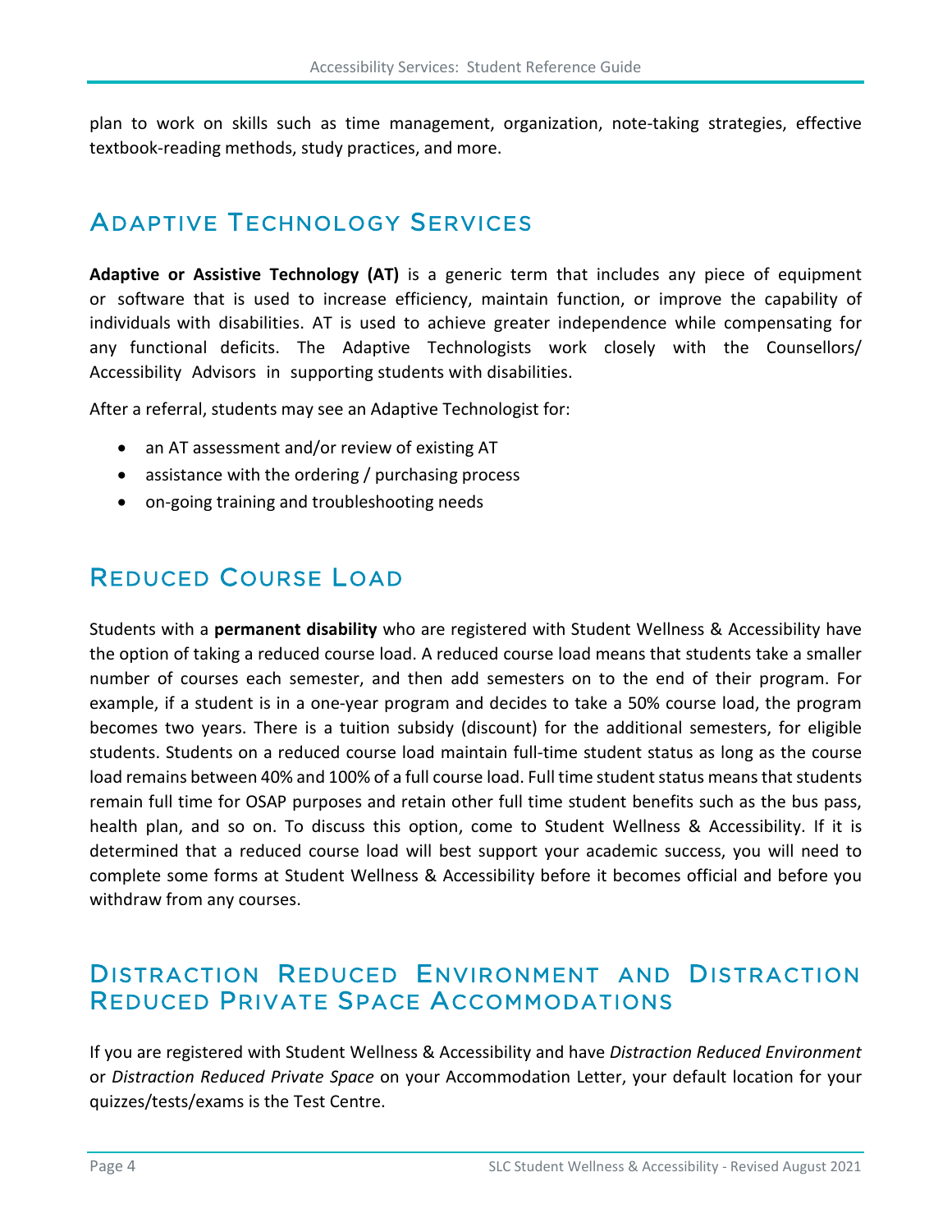plan to work on skills such as time management, organization, note-taking strategies, effective textbook-reading methods, study practices, and more.

## Adaptive Technology Services

**Adaptive or Assistive Technology (AT)** is a generic term that includes any piece of equipment or software that is used to increase efficiency, maintain function, or improve the capability of individuals with disabilities. AT is used to achieve greater independence while compensating for any functional deficits. The Adaptive Technologists work closely with the Counsellors/ Accessibility Advisors in supporting students with disabilities.

After a referral, students may see an Adaptive Technologist for:

- an AT assessment and/or review of existing AT
- assistance with the ordering / purchasing process
- on-going training and troubleshooting needs

## Reduced Course Load

Students with a **permanent disability** who are registered with Student Wellness & Accessibility have the option of taking a reduced course load. A reduced course load means that students take a smaller number of courses each semester, and then add semesters on to the end of their program. For example, if a student is in a one-year program and decides to take a 50% course load, the program becomes two years. There is a tuition subsidy (discount) for the additional semesters, for eligible students. Students on a reduced course load maintain full-time student status as long as the course load remains between 40% and 100% of a full course load. Full time student status means that students remain full time for OSAP purposes and retain other full time student benefits such as the bus pass, health plan, and so on. To discuss this option, come to Student Wellness & Accessibility. If it is determined that a reduced course load will best support your academic success, you will need to complete some forms at Student Wellness & Accessibility before it becomes official and before you withdraw from any courses.

## Distraction Reduced Environment and Distraction Reduced Private Space Accommodations

If you are registered with Student Wellness & Accessibility and have *Distraction Reduced Environment* or *Distraction Reduced Private Space* on your Accommodation Letter, your default location for your quizzes/tests/exams is the Test Centre.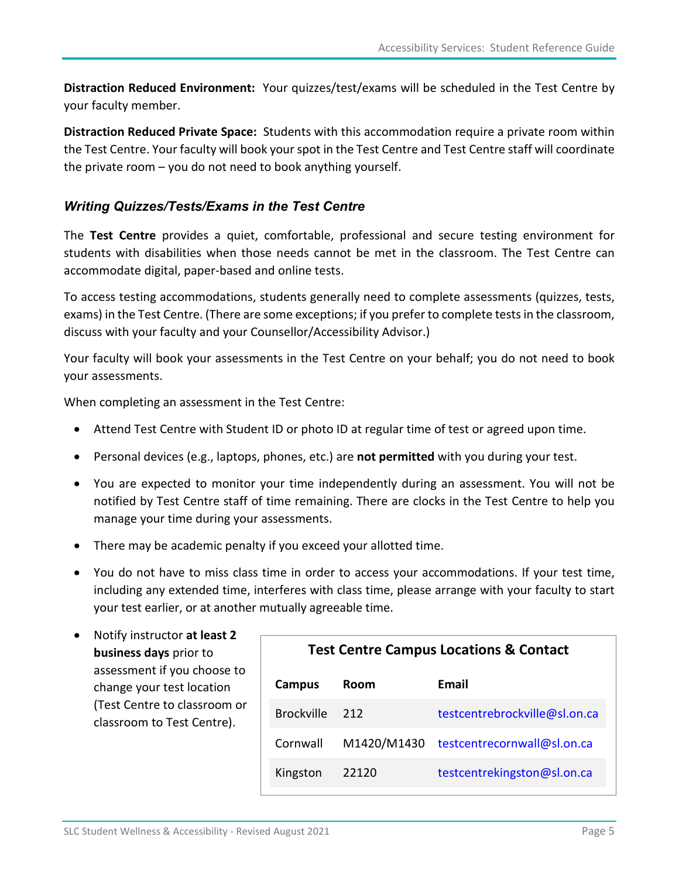**Distraction Reduced Environment:** Your quizzes/test/exams will be scheduled in the Test Centre by your faculty member.

**Distraction Reduced Private Space:** Students with this accommodation require a private room within the Test Centre. Your faculty will book your spot in the Test Centre and Test Centre staff will coordinate the private room – you do not need to book anything yourself.

### *Writing Quizzes/Tests/Exams in the Test Centre*

The **Test Centre** provides a quiet, comfortable, professional and secure testing environment for students with disabilities when those needs cannot be met in the classroom. The Test Centre can accommodate digital, paper-based and online tests.

To access testing accommodations, students generally need to complete assessments (quizzes, tests, exams) in the Test Centre. (There are some exceptions; if you prefer to complete tests in the classroom, discuss with your faculty and your Counsellor/Accessibility Advisor.)

Your faculty will book your assessments in the Test Centre on your behalf; you do not need to book your assessments.

When completing an assessment in the Test Centre:

- Attend Test Centre with Student ID or photo ID at regular time of test or agreed upon time.
- Personal devices (e.g., laptops, phones, etc.) are **not permitted** with you during your test.
- You are expected to monitor your time independently during an assessment. You will not be notified by Test Centre staff of time remaining. There are clocks in the Test Centre to help you manage your time during your assessments.
- There may be academic penalty if you exceed your allotted time.
- You do not have to miss class time in order to access your accommodations. If your test time, including any extended time, interferes with class time, please arrange with your faculty to start your test earlier, or at another mutually agreeable time.
- Notify instructor **at least 2 business days** prior to assessment if you choose to change your test location (Test Centre to classroom or classroom to Test Centre).

**Test Centre Campus Locations & Contact**

| Campus | Room | Email |
|---|---|---|
| Brockville | 212 | testcentrebrockville@sl.on.ca |
| Cornwall | M1420/M1430 | testcentrecornwall@sl.on.ca |
| Kingston | 22120 | testcentrekingston@sl.on.ca |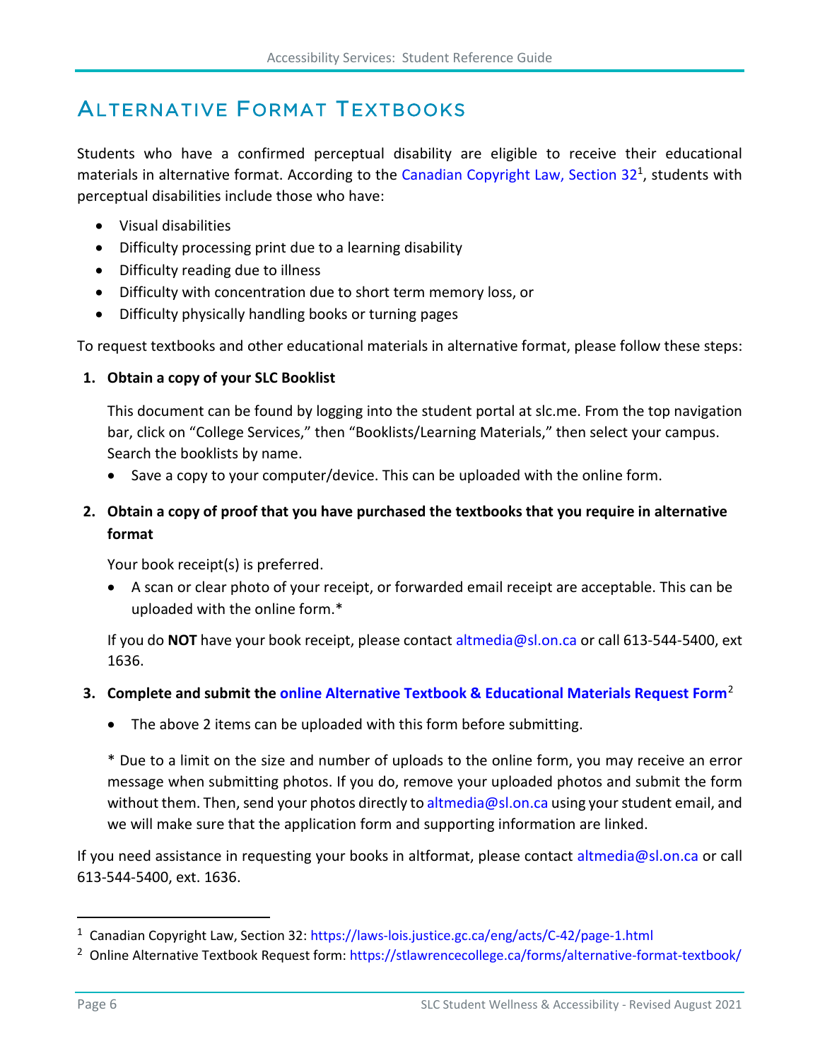# Alternative Format Textbooks

Students who have a confirmed perceptual disability are eligible to receive their educational materials in alternative format. According to the Canadian Copyright Law, Section 32[1], students with perceptual disabilities include those who have:

- Visual disabilities
- Difficulty processing print due to a learning disability
- Difficulty reading due to illness
- Difficulty with concentration due to short term memory loss, or
- Difficulty physically handling books or turning pages

To request textbooks and other educational materials in alternative format, please follow these steps:

1. **Obtain a copy of your SLC Booklist**

   This document can be found by logging into the student portal at slc.me. From the top navigation bar, click on "College Services," then "Booklists/Learning Materials," then select your campus. Search the booklists by name.

   - Save a copy to your computer/device. This can be uploaded with the online form.

2. **Obtain a copy of proof that you have purchased the textbooks that you require in alternative format**

   Your book receipt(s) is preferred.

   - A scan or clear photo of your receipt, or forwarded email receipt are acceptable. This can be uploaded with the online form.*

   If you do **NOT** have your book receipt, please contact altmedia@sl.on.ca or call 613-544-5400, ext 1636.

3. **Complete and submit the online Alternative Textbook & Educational Materials Request Form**[2]

   - The above 2 items can be uploaded with this form before submitting.

   * Due to a limit on the size and number of uploads to the online form, you may receive an error message when submitting photos. If you do, remove your uploaded photos and submit the form without them. Then, send your photos directly to altmedia@sl.on.ca using your student email, and we will make sure that the application form and supporting information are linked.

If you need assistance in requesting your books in altformat, please contact altmedia@sl.on.ca or call 613-544-5400, ext. 1636.

---

[1] Canadian Copyright Law, Section 32: https://laws-lois.justice.gc.ca/eng/acts/C-42/page-1.html

[2] Online Alternative Textbook Request form: https://stlawrencecollege.ca/forms/alternative-format-textbook/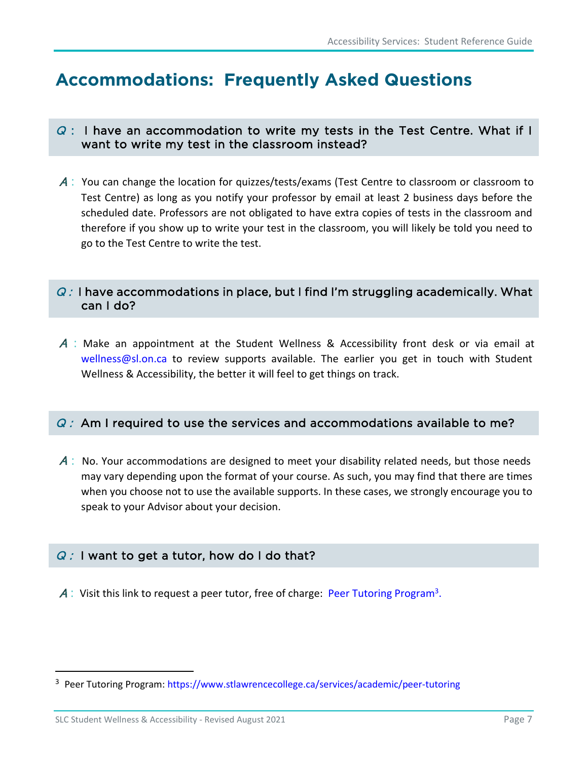# Accommodations: Frequently Asked Questions

**Q: I have an accommodation to write my tests in the Test Centre. What if I want to write my test in the classroom instead?**

A: You can change the location for quizzes/tests/exams (Test Centre to classroom or classroom to Test Centre) as long as you notify your professor by email at least 2 business days before the scheduled date. Professors are not obligated to have extra copies of tests in the classroom and therefore if you show up to write your test in the classroom, you will likely be told you need to go to the Test Centre to write the test.

**Q: I have accommodations in place, but I find I'm struggling academically. What can I do?**

A: Make an appointment at the Student Wellness & Accessibility front desk or via email at wellness@sl.on.ca to review supports available. The earlier you get in touch with Student Wellness & Accessibility, the better it will feel to get things on track.

**Q: Am I required to use the services and accommodations available to me?**

A: No. Your accommodations are designed to meet your disability related needs, but those needs may vary depending upon the format of your course. As such, you may find that there are times when you choose not to use the available supports. In these cases, we strongly encourage you to speak to your Advisor about your decision.

**Q: I want to get a tutor, how do I do that?**

A: Visit this link to request a peer tutor, free of charge: Peer Tutoring Program[3].

[3] Peer Tutoring Program: https://www.stlawrencecollege.ca/services/academic/peer-tutoring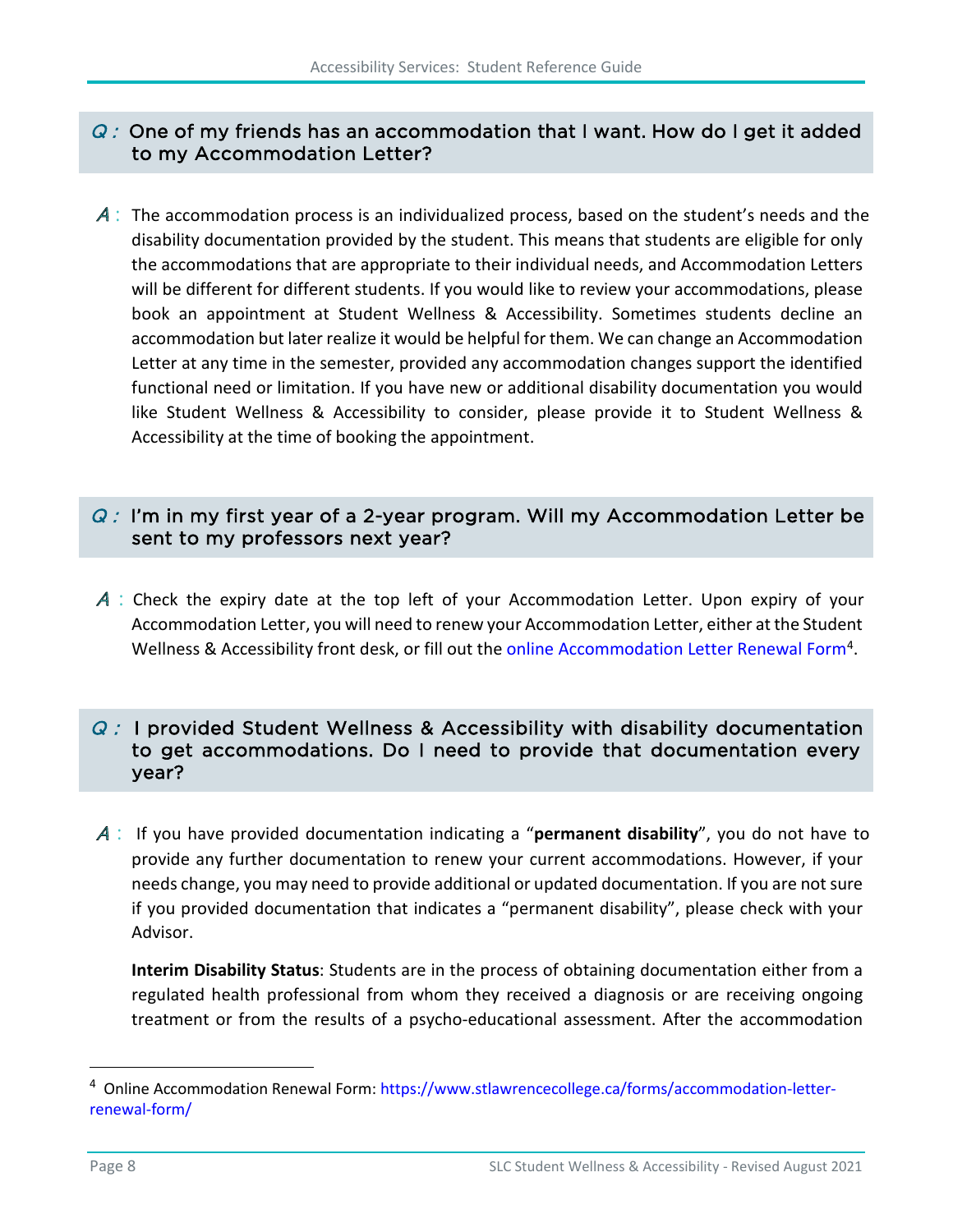### Q: One of my friends has an accommodation that I want. How do I get it added to my Accommodation Letter?

A: The accommodation process is an individualized process, based on the student's needs and the disability documentation provided by the student. This means that students are eligible for only the accommodations that are appropriate to their individual needs, and Accommodation Letters will be different for different students. If you would like to review your accommodations, please book an appointment at Student Wellness & Accessibility. Sometimes students decline an accommodation but later realize it would be helpful for them. We can change an Accommodation Letter at any time in the semester, provided any accommodation changes support the identified functional need or limitation. If you have new or additional disability documentation you would like Student Wellness & Accessibility to consider, please provide it to Student Wellness & Accessibility at the time of booking the appointment.

### Q: I'm in my first year of a 2-year program. Will my Accommodation Letter be sent to my professors next year?

A: Check the expiry date at the top left of your Accommodation Letter. Upon expiry of your Accommodation Letter, you will need to renew your Accommodation Letter, either at the Student Wellness & Accessibility front desk, or fill out the online Accommodation Letter Renewal Form[4].

### Q: I provided Student Wellness & Accessibility with disability documentation to get accommodations. Do I need to provide that documentation every year?

A: If you have provided documentation indicating a "**permanent disability**", you do not have to provide any further documentation to renew your current accommodations. However, if your needs change, you may need to provide additional or updated documentation. If you are not sure if you provided documentation that indicates a "permanent disability", please check with your Advisor.

**Interim Disability Status**: Students are in the process of obtaining documentation either from a regulated health professional from whom they received a diagnosis or are receiving ongoing treatment or from the results of a psycho-educational assessment. After the accommodation

[4] Online Accommodation Renewal Form: https://www.stlawrencecollege.ca/forms/accommodation-letter-renewal-form/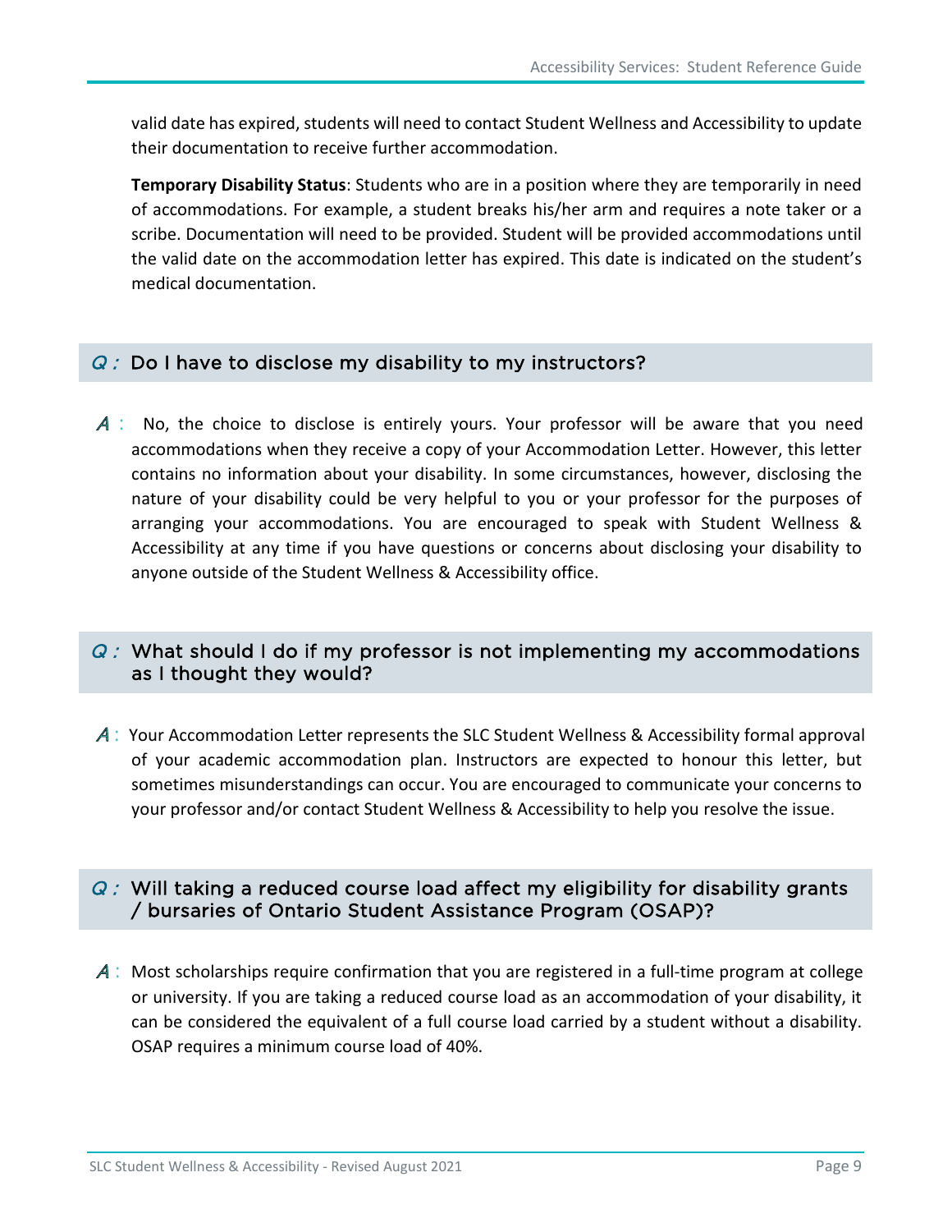valid date has expired, students will need to contact Student Wellness and Accessibility to update their documentation to receive further accommodation.

**Temporary Disability Status**: Students who are in a position where they are temporarily in need of accommodations. For example, a student breaks his/her arm and requires a note taker or a scribe. Documentation will need to be provided. Student will be provided accommodations until the valid date on the accommodation letter has expired. This date is indicated on the student's medical documentation.

### *Q :* Do I have to disclose my disability to my instructors?

*A :* No, the choice to disclose is entirely yours. Your professor will be aware that you need accommodations when they receive a copy of your Accommodation Letter. However, this letter contains no information about your disability. In some circumstances, however, disclosing the nature of your disability could be very helpful to you or your professor for the purposes of arranging your accommodations. You are encouraged to speak with Student Wellness & Accessibility at any time if you have questions or concerns about disclosing your disability to anyone outside of the Student Wellness & Accessibility office.

### *Q :* What should I do if my professor is not implementing my accommodations as I thought they would?

*A :* Your Accommodation Letter represents the SLC Student Wellness & Accessibility formal approval of your academic accommodation plan. Instructors are expected to honour this letter, but sometimes misunderstandings can occur. You are encouraged to communicate your concerns to your professor and/or contact Student Wellness & Accessibility to help you resolve the issue.

### *Q :* Will taking a reduced course load affect my eligibility for disability grants / bursaries of Ontario Student Assistance Program (OSAP)?

*A :* Most scholarships require confirmation that you are registered in a full-time program at college or university. If you are taking a reduced course load as an accommodation of your disability, it can be considered the equivalent of a full course load carried by a student without a disability. OSAP requires a minimum course load of 40%.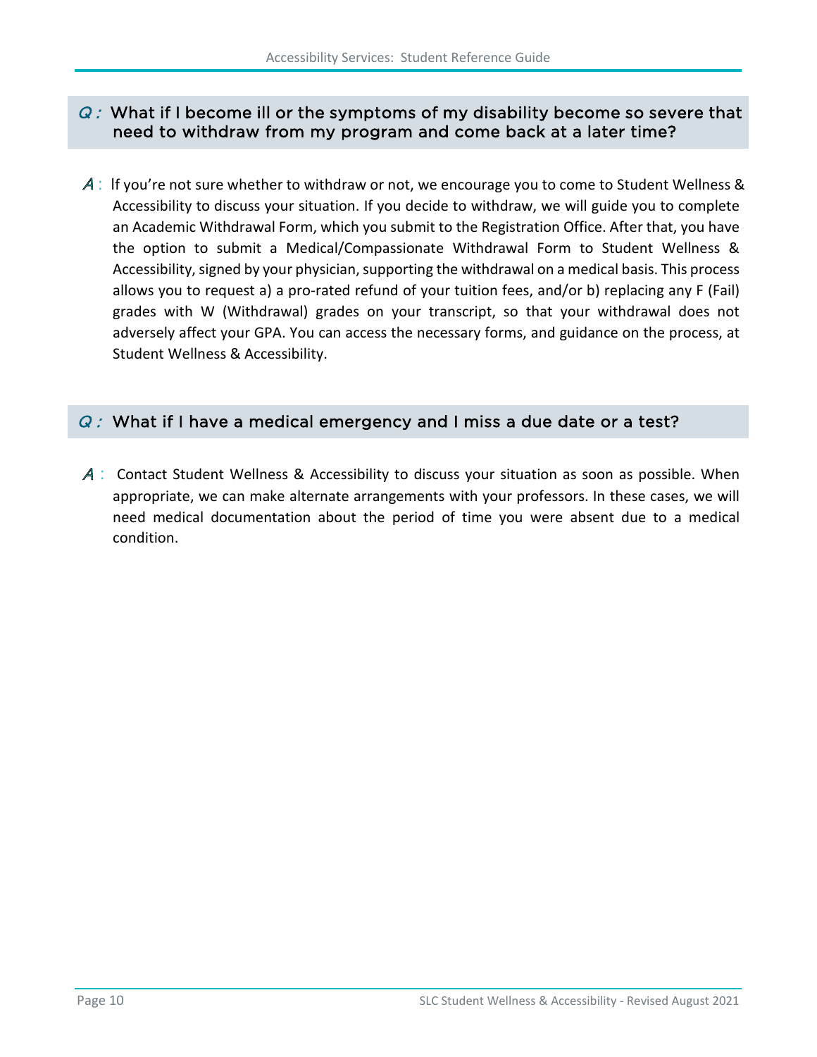### *Q :* What if I become ill or the symptoms of my disability become so severe that need to withdraw from my program and come back at a later time?

*A* : If you're not sure whether to withdraw or not, we encourage you to come to Student Wellness & Accessibility to discuss your situation. If you decide to withdraw, we will guide you to complete an Academic Withdrawal Form, which you submit to the Registration Office. After that, you have the option to submit a Medical/Compassionate Withdrawal Form to Student Wellness & Accessibility, signed by your physician, supporting the withdrawal on a medical basis. This process allows you to request a) a pro-rated refund of your tuition fees, and/or b) replacing any F (Fail) grades with W (Withdrawal) grades on your transcript, so that your withdrawal does not adversely affect your GPA. You can access the necessary forms, and guidance on the process, at Student Wellness & Accessibility.

### *Q :* What if I have a medical emergency and I miss a due date or a test?

*A* : Contact Student Wellness & Accessibility to discuss your situation as soon as possible. When appropriate, we can make alternate arrangements with your professors. In these cases, we will need medical documentation about the period of time you were absent due to a medical condition.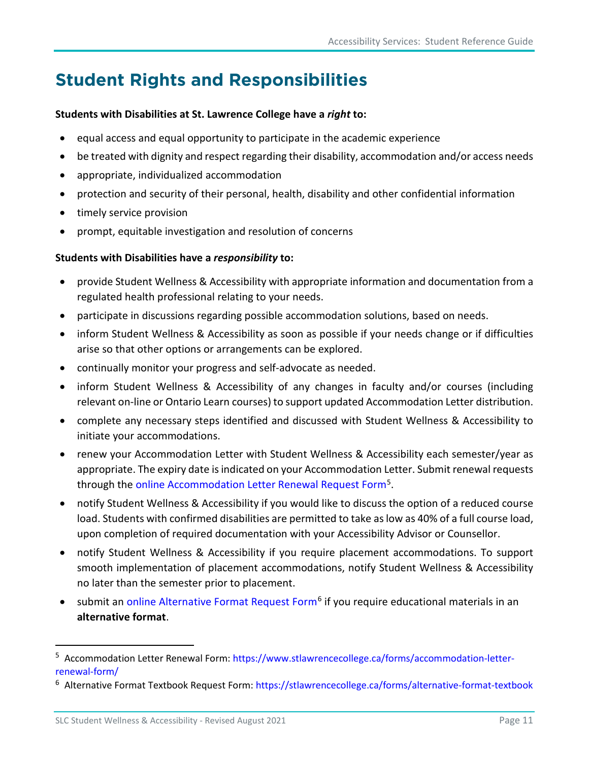# Student Rights and Responsibilities

**Students with Disabilities at St. Lawrence College have a *right* to:**

- equal access and equal opportunity to participate in the academic experience
- be treated with dignity and respect regarding their disability, accommodation and/or access needs
- appropriate, individualized accommodation
- protection and security of their personal, health, disability and other confidential information
- timely service provision
- prompt, equitable investigation and resolution of concerns

**Students with Disabilities have a *responsibility* to:**

- provide Student Wellness & Accessibility with appropriate information and documentation from a regulated health professional relating to your needs.
- participate in discussions regarding possible accommodation solutions, based on needs.
- inform Student Wellness & Accessibility as soon as possible if your needs change or if difficulties arise so that other options or arrangements can be explored.
- continually monitor your progress and self-advocate as needed.
- inform Student Wellness & Accessibility of any changes in faculty and/or courses (including relevant on-line or Ontario Learn courses) to support updated Accommodation Letter distribution.
- complete any necessary steps identified and discussed with Student Wellness & Accessibility to initiate your accommodations.
- renew your Accommodation Letter with Student Wellness & Accessibility each semester/year as appropriate. The expiry date is indicated on your Accommodation Letter. Submit renewal requests through the online Accommodation Letter Renewal Request Form[5].
- notify Student Wellness & Accessibility if you would like to discuss the option of a reduced course load. Students with confirmed disabilities are permitted to take as low as 40% of a full course load, upon completion of required documentation with your Accessibility Advisor or Counsellor.
- notify Student Wellness & Accessibility if you require placement accommodations. To support smooth implementation of placement accommodations, notify Student Wellness & Accessibility no later than the semester prior to placement.
- submit an online Alternative Format Request Form[6] if you require educational materials in an **alternative format**.

---

[5] Accommodation Letter Renewal Form: https://www.stlawrencecollege.ca/forms/accommodation-letter-renewal-form/

[6] Alternative Format Textbook Request Form: https://stlawrencecollege.ca/forms/alternative-format-textbook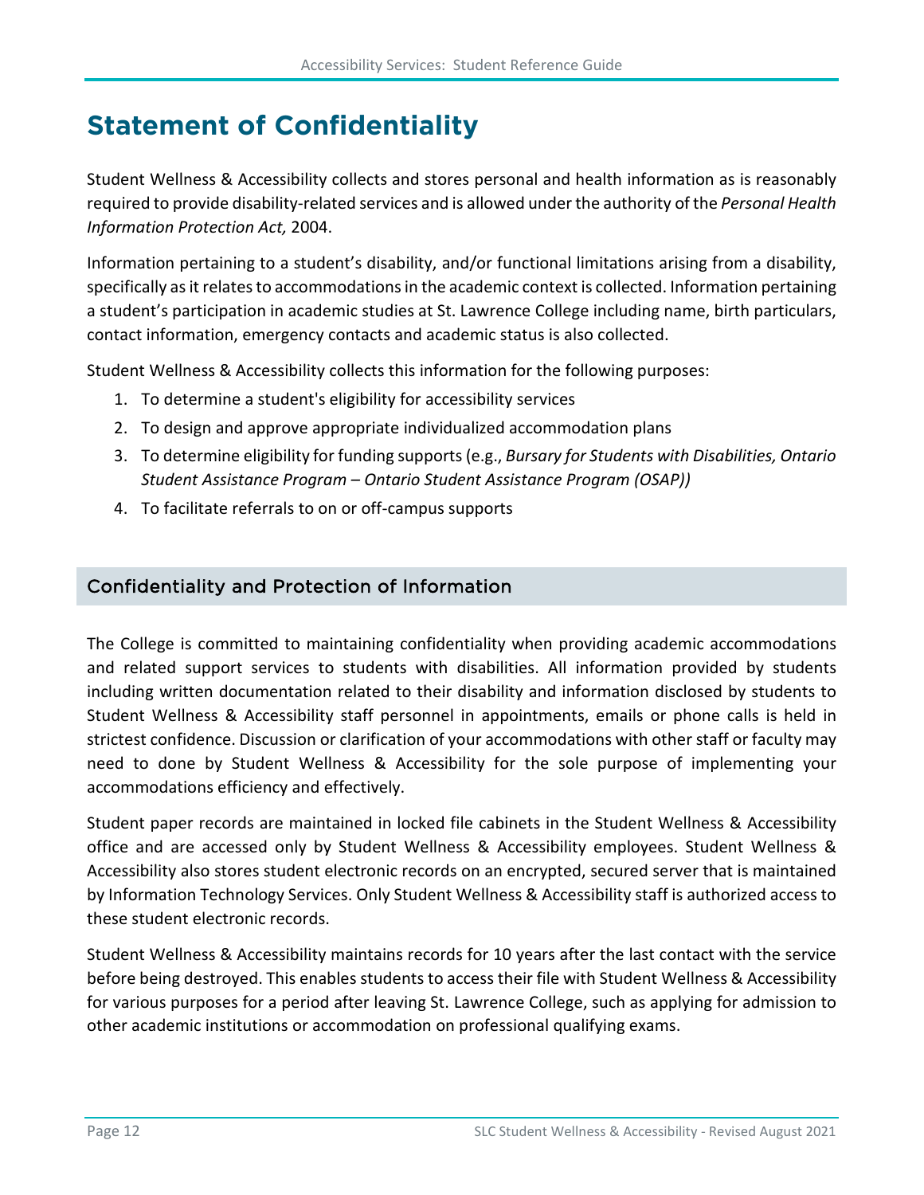# Statement of Confidentiality

Student Wellness & Accessibility collects and stores personal and health information as is reasonably required to provide disability-related services and is allowed under the authority of the *Personal Health Information Protection Act,* 2004.

Information pertaining to a student's disability, and/or functional limitations arising from a disability, specifically as it relates to accommodations in the academic context is collected. Information pertaining a student's participation in academic studies at St. Lawrence College including name, birth particulars, contact information, emergency contacts and academic status is also collected.

Student Wellness & Accessibility collects this information for the following purposes:

1. To determine a student's eligibility for accessibility services
2. To design and approve appropriate individualized accommodation plans
3. To determine eligibility for funding supports (e.g., *Bursary for Students with Disabilities, Ontario Student Assistance Program – Ontario Student Assistance Program (OSAP))*
4. To facilitate referrals to on or off-campus supports

## Confidentiality and Protection of Information

The College is committed to maintaining confidentiality when providing academic accommodations and related support services to students with disabilities. All information provided by students including written documentation related to their disability and information disclosed by students to Student Wellness & Accessibility staff personnel in appointments, emails or phone calls is held in strictest confidence. Discussion or clarification of your accommodations with other staff or faculty may need to done by Student Wellness & Accessibility for the sole purpose of implementing your accommodations efficiency and effectively.

Student paper records are maintained in locked file cabinets in the Student Wellness & Accessibility office and are accessed only by Student Wellness & Accessibility employees. Student Wellness & Accessibility also stores student electronic records on an encrypted, secured server that is maintained by Information Technology Services. Only Student Wellness & Accessibility staff is authorized access to these student electronic records.

Student Wellness & Accessibility maintains records for 10 years after the last contact with the service before being destroyed. This enables students to access their file with Student Wellness & Accessibility for various purposes for a period after leaving St. Lawrence College, such as applying for admission to other academic institutions or accommodation on professional qualifying exams.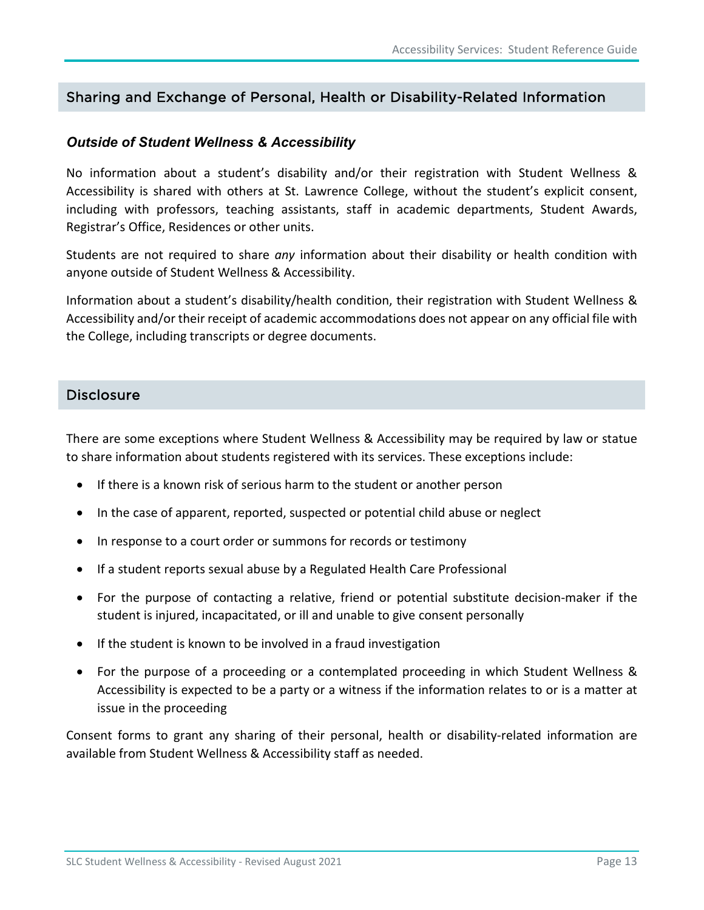## Sharing and Exchange of Personal, Health or Disability-Related Information

### *Outside of Student Wellness & Accessibility*

No information about a student's disability and/or their registration with Student Wellness & Accessibility is shared with others at St. Lawrence College, without the student's explicit consent, including with professors, teaching assistants, staff in academic departments, Student Awards, Registrar's Office, Residences or other units.

Students are not required to share *any* information about their disability or health condition with anyone outside of Student Wellness & Accessibility.

Information about a student's disability/health condition, their registration with Student Wellness & Accessibility and/or their receipt of academic accommodations does not appear on any official file with the College, including transcripts or degree documents.

## Disclosure

There are some exceptions where Student Wellness & Accessibility may be required by law or statue to share information about students registered with its services. These exceptions include:

- If there is a known risk of serious harm to the student or another person
- In the case of apparent, reported, suspected or potential child abuse or neglect
- In response to a court order or summons for records or testimony
- If a student reports sexual abuse by a Regulated Health Care Professional
- For the purpose of contacting a relative, friend or potential substitute decision-maker if the student is injured, incapacitated, or ill and unable to give consent personally
- If the student is known to be involved in a fraud investigation
- For the purpose of a proceeding or a contemplated proceeding in which Student Wellness & Accessibility is expected to be a party or a witness if the information relates to or is a matter at issue in the proceeding

Consent forms to grant any sharing of their personal, health or disability-related information are available from Student Wellness & Accessibility staff as needed.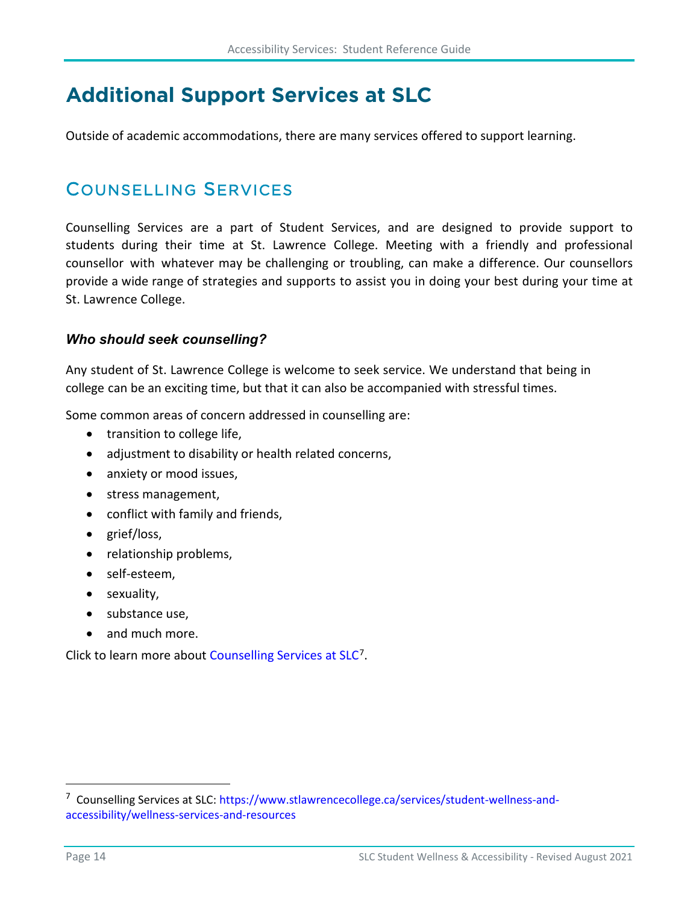# Additional Support Services at SLC

Outside of academic accommodations, there are many services offered to support learning.

## Counselling Services

Counselling Services are a part of Student Services, and are designed to provide support to students during their time at St. Lawrence College. Meeting with a friendly and professional counsellor with whatever may be challenging or troubling, can make a difference. Our counsellors provide a wide range of strategies and supports to assist you in doing your best during your time at St. Lawrence College.

### *Who should seek counselling?*

Any student of St. Lawrence College is welcome to seek service. We understand that being in college can be an exciting time, but that it can also be accompanied with stressful times.

Some common areas of concern addressed in counselling are:

- transition to college life,
- adjustment to disability or health related concerns,
- anxiety or mood issues,
- stress management,
- conflict with family and friends,
- grief/loss,
- relationship problems,
- self-esteem,
- sexuality,
- substance use,
- and much more.

Click to learn more about Counselling Services at SLC[7].

---

[7] Counselling Services at SLC: https://www.stlawrencecollege.ca/services/student-wellness-and-accessibility/wellness-services-and-resources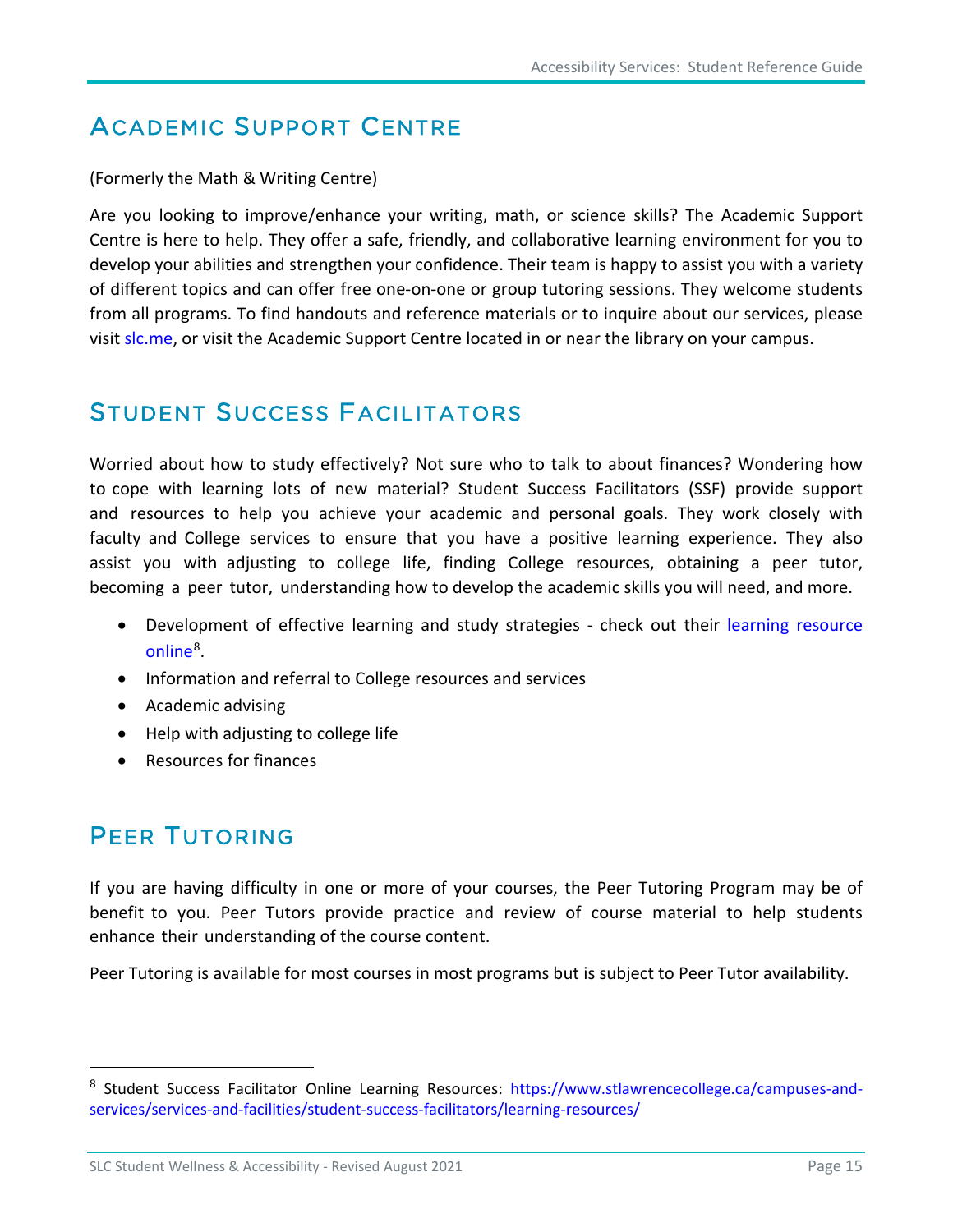## Academic Support Centre

(Formerly the Math & Writing Centre)

Are you looking to improve/enhance your writing, math, or science skills? The Academic Support Centre is here to help. They offer a safe, friendly, and collaborative learning environment for you to develop your abilities and strengthen your confidence. Their team is happy to assist you with a variety of different topics and can offer free one-on-one or group tutoring sessions. They welcome students from all programs. To find handouts and reference materials or to inquire about our services, please visit slc.me, or visit the Academic Support Centre located in or near the library on your campus.

## Student Success Facilitators

Worried about how to study effectively? Not sure who to talk to about finances? Wondering how to cope with learning lots of new material? Student Success Facilitators (SSF) provide support and resources to help you achieve your academic and personal goals. They work closely with faculty and College services to ensure that you have a positive learning experience. They also assist you with adjusting to college life, finding College resources, obtaining a peer tutor, becoming a peer tutor, understanding how to develop the academic skills you will need, and more.

- Development of effective learning and study strategies - check out their learning resource online[8].
- Information and referral to College resources and services
- Academic advising
- Help with adjusting to college life
- Resources for finances

## Peer Tutoring

If you are having difficulty in one or more of your courses, the Peer Tutoring Program may be of benefit to you. Peer Tutors provide practice and review of course material to help students enhance their understanding of the course content.

Peer Tutoring is available for most courses in most programs but is subject to Peer Tutor availability.

---

[8] Student Success Facilitator Online Learning Resources: https://www.stlawrencecollege.ca/campuses-and-services/services-and-facilities/student-success-facilitators/learning-resources/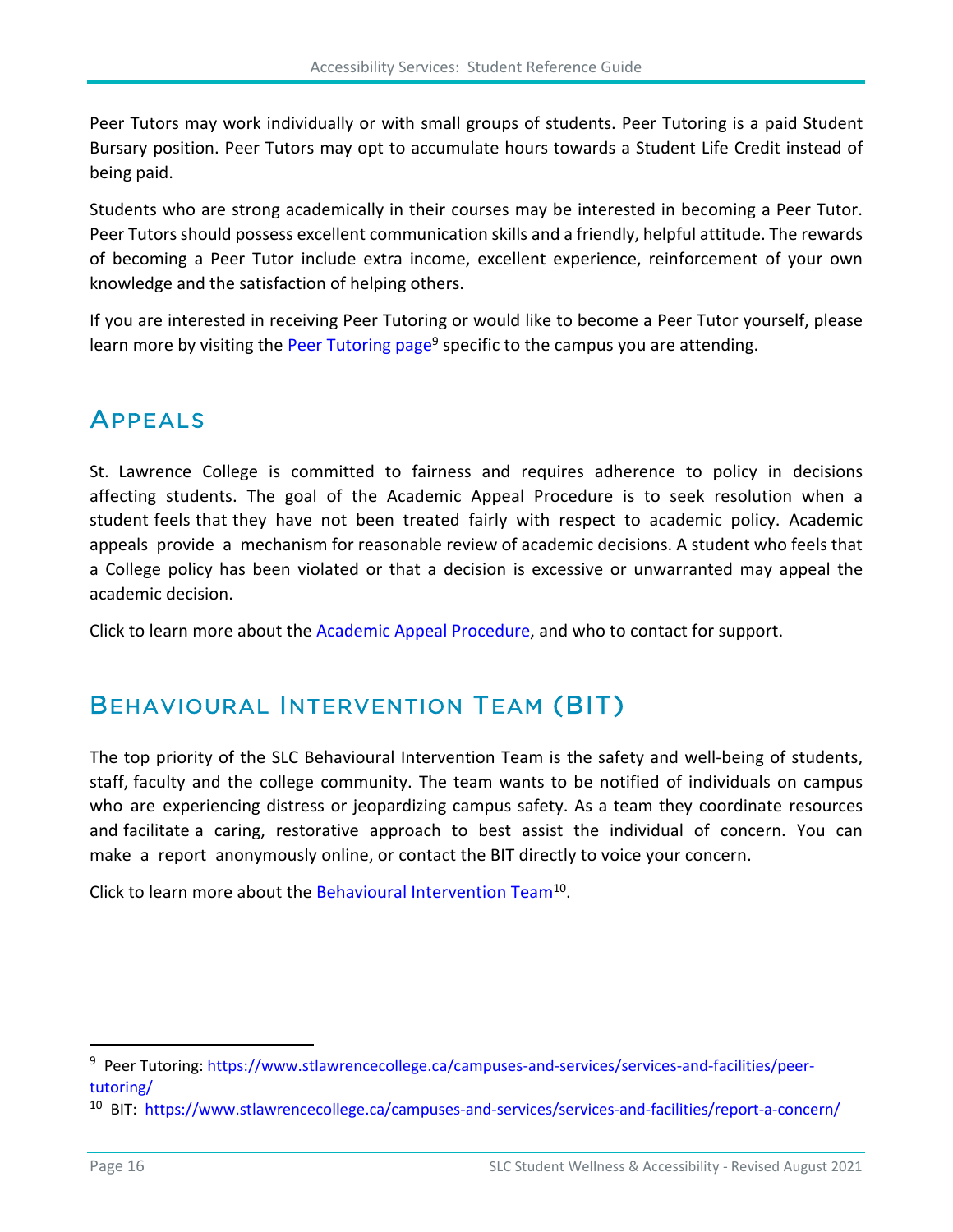Peer Tutors may work individually or with small groups of students. Peer Tutoring is a paid Student Bursary position. Peer Tutors may opt to accumulate hours towards a Student Life Credit instead of being paid.

Students who are strong academically in their courses may be interested in becoming a Peer Tutor. Peer Tutors should possess excellent communication skills and a friendly, helpful attitude. The rewards of becoming a Peer Tutor include extra income, excellent experience, reinforcement of your own knowledge and the satisfaction of helping others.

If you are interested in receiving Peer Tutoring or would like to become a Peer Tutor yourself, please learn more by visiting the Peer Tutoring page[9] specific to the campus you are attending.

## Appeals

St. Lawrence College is committed to fairness and requires adherence to policy in decisions affecting students. The goal of the Academic Appeal Procedure is to seek resolution when a student feels that they have not been treated fairly with respect to academic policy. Academic appeals provide a mechanism for reasonable review of academic decisions. A student who feels that a College policy has been violated or that a decision is excessive or unwarranted may appeal the academic decision.

Click to learn more about the Academic Appeal Procedure, and who to contact for support.

## Behavioural Intervention Team (BIT)

The top priority of the SLC Behavioural Intervention Team is the safety and well-being of students, staff, faculty and the college community. The team wants to be notified of individuals on campus who are experiencing distress or jeopardizing campus safety. As a team they coordinate resources and facilitate a caring, restorative approach to best assist the individual of concern. You can make a report anonymously online, or contact the BIT directly to voice your concern.

Click to learn more about the Behavioural Intervention Team[10].

---

[9] Peer Tutoring: https://www.stlawrencecollege.ca/campuses-and-services/services-and-facilities/peer-tutoring/

[10] BIT: https://www.stlawrencecollege.ca/campuses-and-services/services-and-facilities/report-a-concern/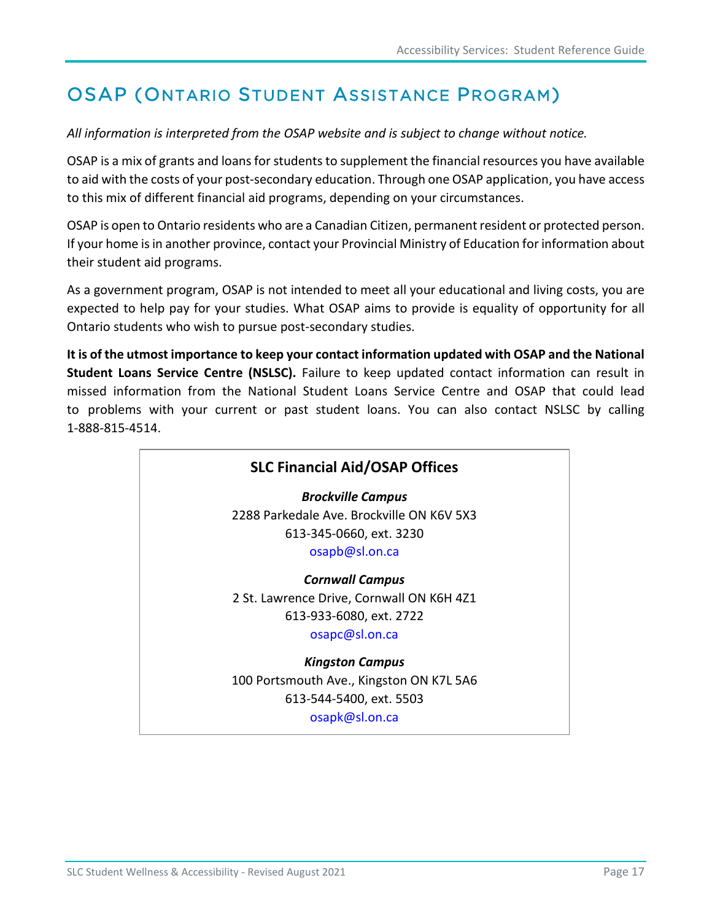# OSAP (Ontario Student Assistance Program)

*All information is interpreted from the OSAP website and is subject to change without notice.*

OSAP is a mix of grants and loans for students to supplement the financial resources you have available to aid with the costs of your post-secondary education. Through one OSAP application, you have access to this mix of different financial aid programs, depending on your circumstances.

OSAP is open to Ontario residents who are a Canadian Citizen, permanent resident or protected person. If your home is in another province, contact your Provincial Ministry of Education for information about their student aid programs.

As a government program, OSAP is not intended to meet all your educational and living costs, you are expected to help pay for your studies. What OSAP aims to provide is equality of opportunity for all Ontario students who wish to pursue post-secondary studies.

**It is of the utmost importance to keep your contact information updated with OSAP and the National Student Loans Service Centre (NSLSC).** Failure to keep updated contact information can result in missed information from the National Student Loans Service Centre and OSAP that could lead to problems with your current or past student loans. You can also contact NSLSC by calling 1-888-815-4514.

**SLC Financial Aid/OSAP Offices**

***Brockville Campus***
2288 Parkedale Ave. Brockville ON K6V 5X3
613-345-0660, ext. 3230
osapb@sl.on.ca

***Cornwall Campus***
2 St. Lawrence Drive, Cornwall ON K6H 4Z1
613-933-6080, ext. 2722
osapc@sl.on.ca

***Kingston Campus***
100 Portsmouth Ave., Kingston ON K7L 5A6
613-544-5400, ext. 5503
osapk@sl.on.ca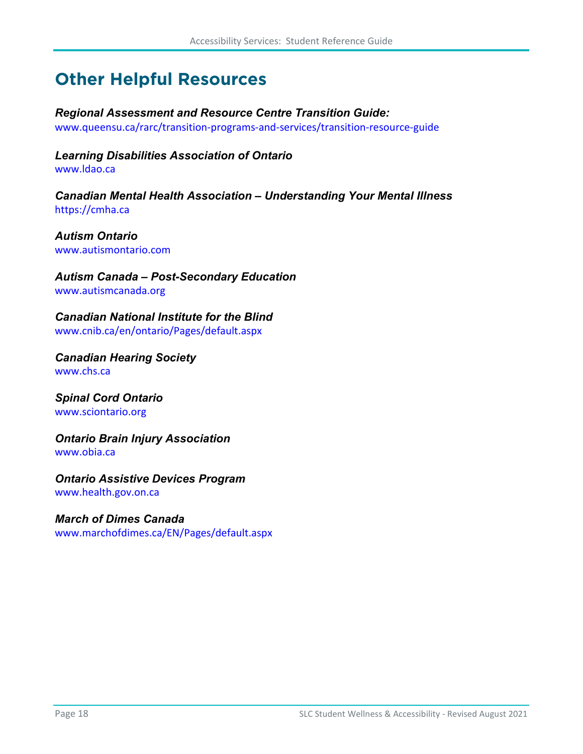# Other Helpful Resources

***Regional Assessment and Resource Centre Transition Guide:***
www.queensu.ca/rarc/transition-programs-and-services/transition-resource-guide

***Learning Disabilities Association of Ontario***
www.ldao.ca

***Canadian Mental Health Association – Understanding Your Mental Illness***
https://cmha.ca

***Autism Ontario***
www.autismontario.com

***Autism Canada – Post-Secondary Education***
www.autismcanada.org

***Canadian National Institute for the Blind***
www.cnib.ca/en/ontario/Pages/default.aspx

***Canadian Hearing Society***
www.chs.ca

***Spinal Cord Ontario***
www.sciontario.org

***Ontario Brain Injury Association***
www.obia.ca

***Ontario Assistive Devices Program***
www.health.gov.on.ca

***March of Dimes Canada***
www.marchofdimes.ca/EN/Pages/default.aspx